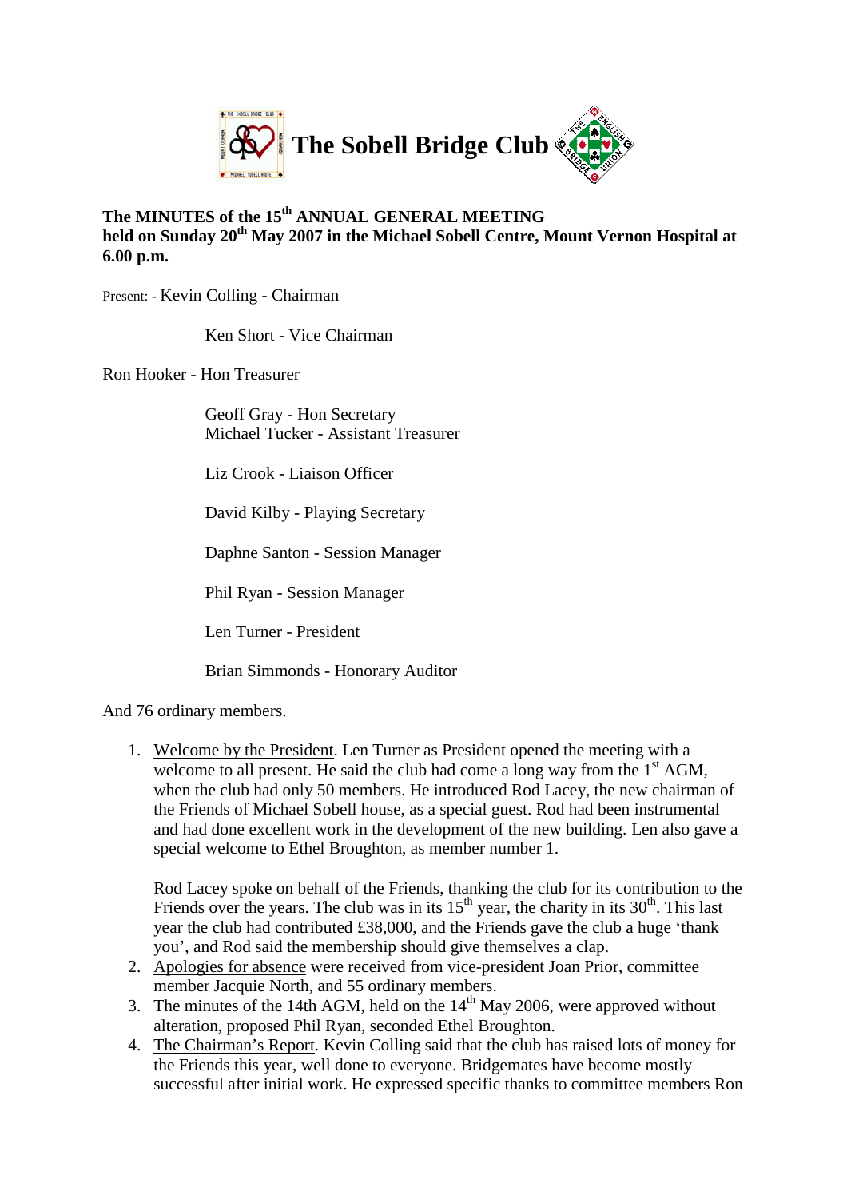# The Sobell Bridge Club

**The MINUTES of the 15th ANNUAL GENERAL MEETING**
**held on Sunday 20th May 2007 in the Michael Sobell Centre, Mount Vernon Hospital at 6.00 p.m.**

Present: - Kevin Colling - Chairman

Ken Short - Vice Chairman

Ron Hooker - Hon Treasurer

Geoff Gray - Hon Secretary
Michael Tucker - Assistant Treasurer

Liz Crook - Liaison Officer

David Kilby - Playing Secretary

Daphne Santon - Session Manager

Phil Ryan - Session Manager

Len Turner - President

Brian Simmonds - Honorary Auditor

And 76 ordinary members.

1. Welcome by the President. Len Turner as President opened the meeting with a welcome to all present. He said the club had come a long way from the 1st AGM, when the club had only 50 members. He introduced Rod Lacey, the new chairman of the Friends of Michael Sobell house, as a special guest. Rod had been instrumental and had done excellent work in the development of the new building. Len also gave a special welcome to Ethel Broughton, as member number 1.

   Rod Lacey spoke on behalf of the Friends, thanking the club for its contribution to the Friends over the years. The club was in its 15th year, the charity in its 30th. This last year the club had contributed £38,000, and the Friends gave the club a huge 'thank you', and Rod said the membership should give themselves a clap.
2. Apologies for absence were received from vice-president Joan Prior, committee member Jacquie North, and 55 ordinary members.
3. The minutes of the 14th AGM, held on the 14th May 2006, were approved without alteration, proposed Phil Ryan, seconded Ethel Broughton.
4. The Chairman's Report. Kevin Colling said that the club has raised lots of money for the Friends this year, well done to everyone. Bridgemates have become mostly successful after initial work. He expressed specific thanks to committee members Ron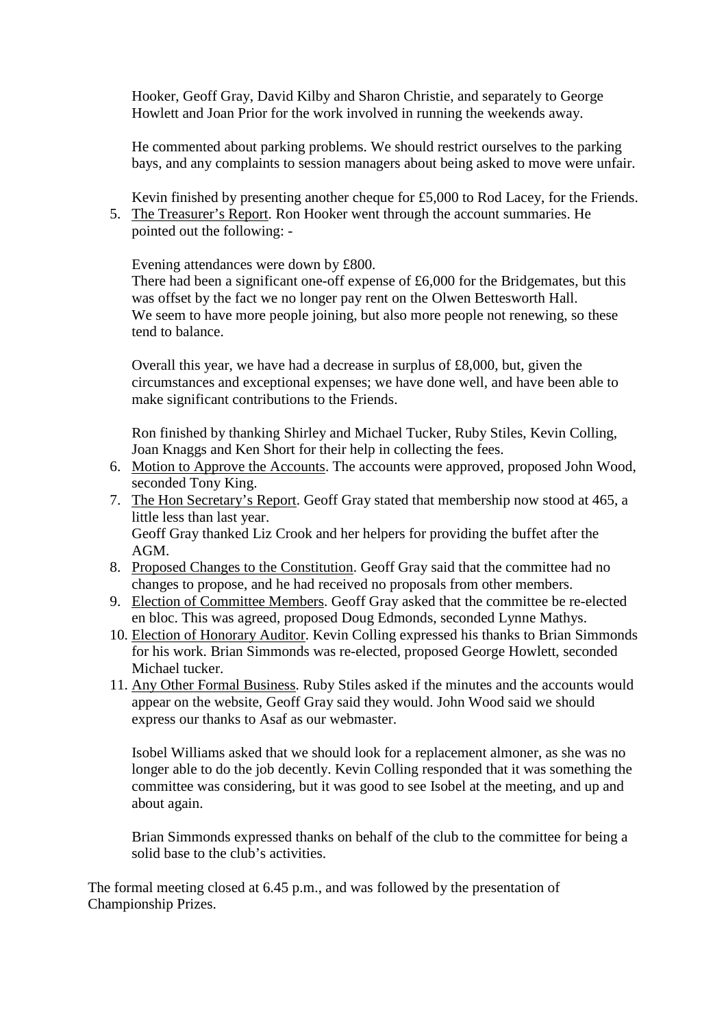Hooker, Geoff Gray, David Kilby and Sharon Christie, and separately to George Howlett and Joan Prior for the work involved in running the weekends away.

He commented about parking problems. We should restrict ourselves to the parking bays, and any complaints to session managers about being asked to move were unfair.

Kevin finished by presenting another cheque for £5,000 to Rod Lacey, for the Friends.

5. The Treasurer's Report. Ron Hooker went through the account summaries. He pointed out the following: -

   Evening attendances were down by £800.
   There had been a significant one-off expense of £6,000 for the Bridgemates, but this was offset by the fact we no longer pay rent on the Olwen Bettesworth Hall.
   We seem to have more people joining, but also more people not renewing, so these tend to balance.

   Overall this year, we have had a decrease in surplus of £8,000, but, given the circumstances and exceptional expenses; we have done well, and have been able to make significant contributions to the Friends.

   Ron finished by thanking Shirley and Michael Tucker, Ruby Stiles, Kevin Colling, Joan Knaggs and Ken Short for their help in collecting the fees.

6. Motion to Approve the Accounts. The accounts were approved, proposed John Wood, seconded Tony King.
7. The Hon Secretary's Report. Geoff Gray stated that membership now stood at 465, a little less than last year.
   Geoff Gray thanked Liz Crook and her helpers for providing the buffet after the AGM.
8. Proposed Changes to the Constitution. Geoff Gray said that the committee had no changes to propose, and he had received no proposals from other members.
9. Election of Committee Members. Geoff Gray asked that the committee be re-elected en bloc. This was agreed, proposed Doug Edmonds, seconded Lynne Mathys.
10. Election of Honorary Auditor. Kevin Colling expressed his thanks to Brian Simmonds for his work. Brian Simmonds was re-elected, proposed George Howlett, seconded Michael tucker.
11. Any Other Formal Business. Ruby Stiles asked if the minutes and the accounts would appear on the website, Geoff Gray said they would. John Wood said we should express our thanks to Asaf as our webmaster.

    Isobel Williams asked that we should look for a replacement almoner, as she was no longer able to do the job decently. Kevin Colling responded that it was something the committee was considering, but it was good to see Isobel at the meeting, and up and about again.

    Brian Simmonds expressed thanks on behalf of the club to the committee for being a solid base to the club's activities.

The formal meeting closed at 6.45 p.m., and was followed by the presentation of Championship Prizes.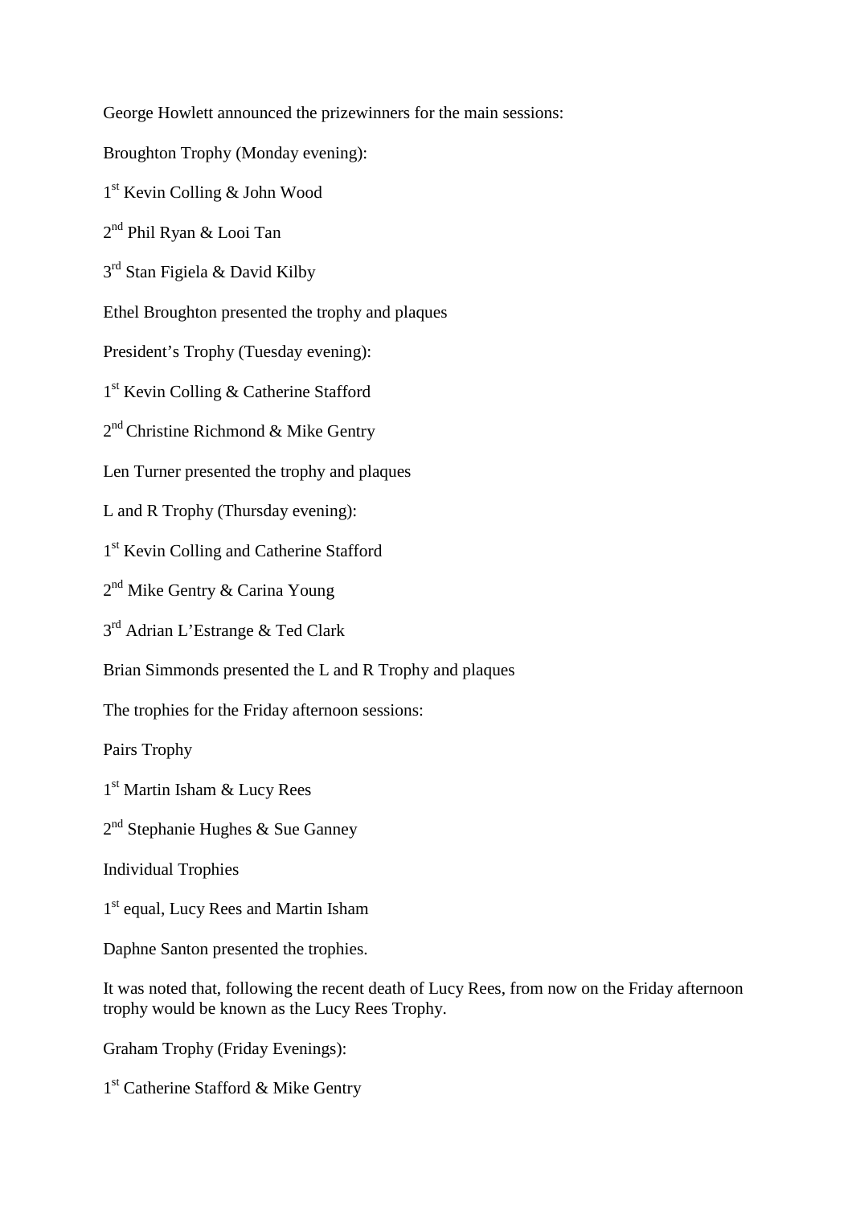George Howlett announced the prizewinners for the main sessions:

Broughton Trophy (Monday evening):

1st Kevin Colling & John Wood

2nd Phil Ryan & Looi Tan

3rd Stan Figiela & David Kilby

Ethel Broughton presented the trophy and plaques

President's Trophy (Tuesday evening):

1st Kevin Colling & Catherine Stafford

2nd Christine Richmond & Mike Gentry

Len Turner presented the trophy and plaques

L and R Trophy (Thursday evening):

1st Kevin Colling and Catherine Stafford

2nd Mike Gentry & Carina Young

3rd Adrian L'Estrange & Ted Clark

Brian Simmonds presented the L and R Trophy and plaques

The trophies for the Friday afternoon sessions:

Pairs Trophy

1st Martin Isham & Lucy Rees

2nd Stephanie Hughes & Sue Ganney

Individual Trophies

1st equal, Lucy Rees and Martin Isham

Daphne Santon presented the trophies.

It was noted that, following the recent death of Lucy Rees, from now on the Friday afternoon trophy would be known as the Lucy Rees Trophy.

Graham Trophy (Friday Evenings):

1st Catherine Stafford & Mike Gentry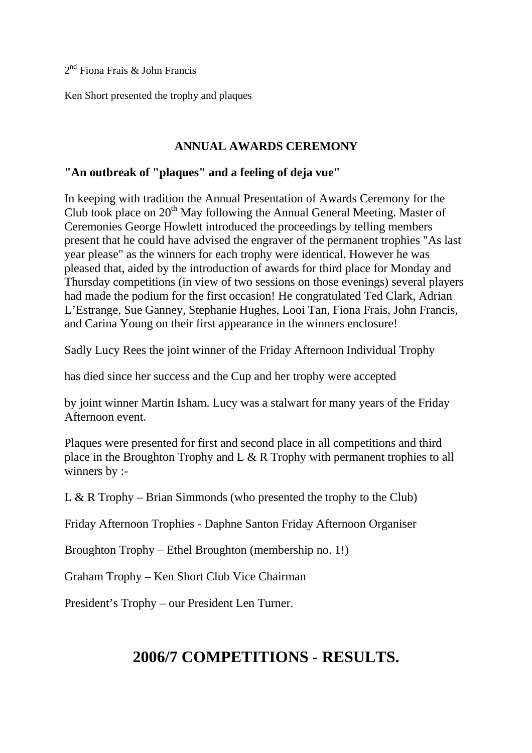2nd Fiona Frais & John Francis

Ken Short presented the trophy and plaques

## ANNUAL AWARDS CEREMONY

**"An outbreak of "plaques" and a feeling of deja vue"**

In keeping with tradition the Annual Presentation of Awards Ceremony for the Club took place on 20th May following the Annual General Meeting. Master of Ceremonies George Howlett introduced the proceedings by telling members present that he could have advised the engraver of the permanent trophies "As last year please" as the winners for each trophy were identical. However he was pleased that, aided by the introduction of awards for third place for Monday and Thursday competitions (in view of two sessions on those evenings) several players had made the podium for the first occasion! He congratulated Ted Clark, Adrian L'Estrange, Sue Ganney, Stephanie Hughes, Looi Tan, Fiona Frais, John Francis, and Carina Young on their first appearance in the winners enclosure!

Sadly Lucy Rees the joint winner of the Friday Afternoon Individual Trophy

has died since her success and the Cup and her trophy were accepted

by joint winner Martin Isham. Lucy was a stalwart for many years of the Friday Afternoon event.

Plaques were presented for first and second place in all competitions and third place in the Broughton Trophy and L & R Trophy with permanent trophies to all winners by :-

L & R Trophy – Brian Simmonds (who presented the trophy to the Club)

Friday Afternoon Trophies - Daphne Santon Friday Afternoon Organiser

Broughton Trophy – Ethel Broughton (membership no. 1!)

Graham Trophy – Ken Short Club Vice Chairman

President's Trophy – our President Len Turner.

# 2006/7 COMPETITIONS - RESULTS.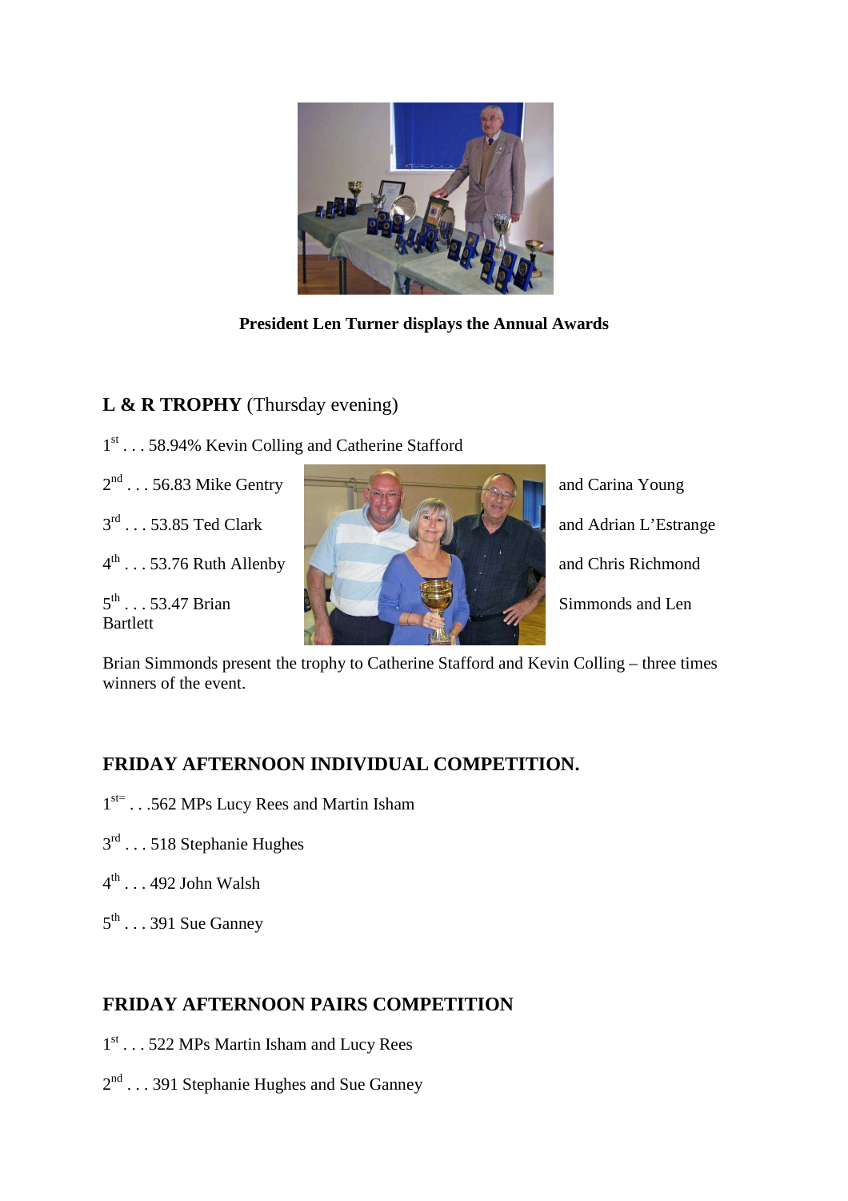**President Len Turner displays the Annual Awards**

**L & R TROPHY** (Thursday evening)

1st . . . 58.94% Kevin Colling and Catherine Stafford

2nd . . . 56.83 Mike Gentry and Carina Young

3rd . . . 53.85 Ted Clark and Adrian L'Estrange

4th . . . 53.76 Ruth Allenby and Chris Richmond

5th . . . 53.47 Brian Bartlett Simmonds and Len

Brian Simmonds present the trophy to Catherine Stafford and Kevin Colling – three times winners of the event.

## FRIDAY AFTERNOON INDIVIDUAL COMPETITION.

1st= . . .562 MPs Lucy Rees and Martin Isham

3rd . . . 518 Stephanie Hughes

4th . . . 492 John Walsh

5th . . . 391 Sue Ganney

## FRIDAY AFTERNOON PAIRS COMPETITION

1st . . . 522 MPs Martin Isham and Lucy Rees

2nd . . . 391 Stephanie Hughes and Sue Ganney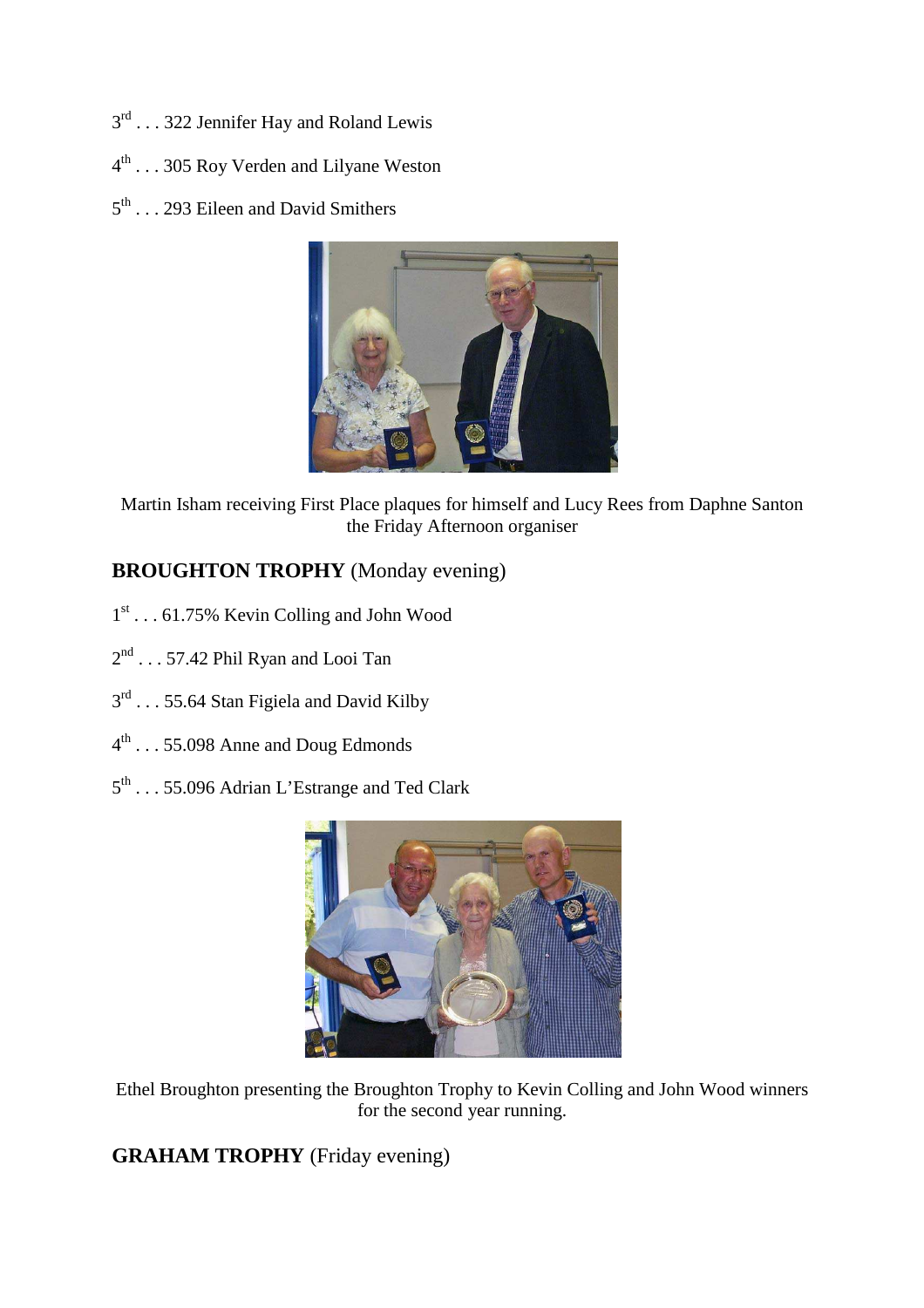3rd . . . 322 Jennifer Hay and Roland Lewis

4th . . . 305 Roy Verden and Lilyane Weston

5th . . . 293 Eileen and David Smithers

Martin Isham receiving First Place plaques for himself and Lucy Rees from Daphne Santon the Friday Afternoon organiser

## **BROUGHTON TROPHY** (Monday evening)

1st . . . 61.75% Kevin Colling and John Wood

2nd . . . 57.42 Phil Ryan and Looi Tan

3rd . . . 55.64 Stan Figiela and David Kilby

4th . . . 55.098 Anne and Doug Edmonds

5th . . . 55.096 Adrian L'Estrange and Ted Clark

Ethel Broughton presenting the Broughton Trophy to Kevin Colling and John Wood winners for the second year running.

## **GRAHAM TROPHY** (Friday evening)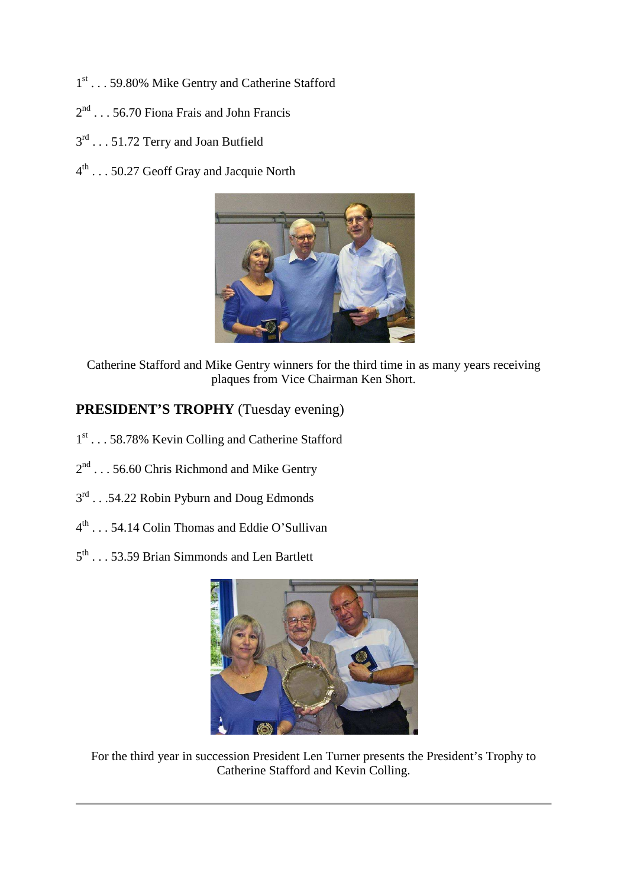1st . . . 59.80% Mike Gentry and Catherine Stafford

2nd . . . 56.70 Fiona Frais and John Francis

3rd . . . 51.72 Terry and Joan Butfield

4th . . . 50.27 Geoff Gray and Jacquie North

Catherine Stafford and Mike Gentry winners for the third time in as many years receiving plaques from Vice Chairman Ken Short.

## **PRESIDENT'S TROPHY** (Tuesday evening)

1st . . . 58.78% Kevin Colling and Catherine Stafford

2nd . . . 56.60 Chris Richmond and Mike Gentry

3rd . . .54.22 Robin Pyburn and Doug Edmonds

4th . . . 54.14 Colin Thomas and Eddie O'Sullivan

5th . . . 53.59 Brian Simmonds and Len Bartlett

For the third year in succession President Len Turner presents the President's Trophy to Catherine Stafford and Kevin Colling.